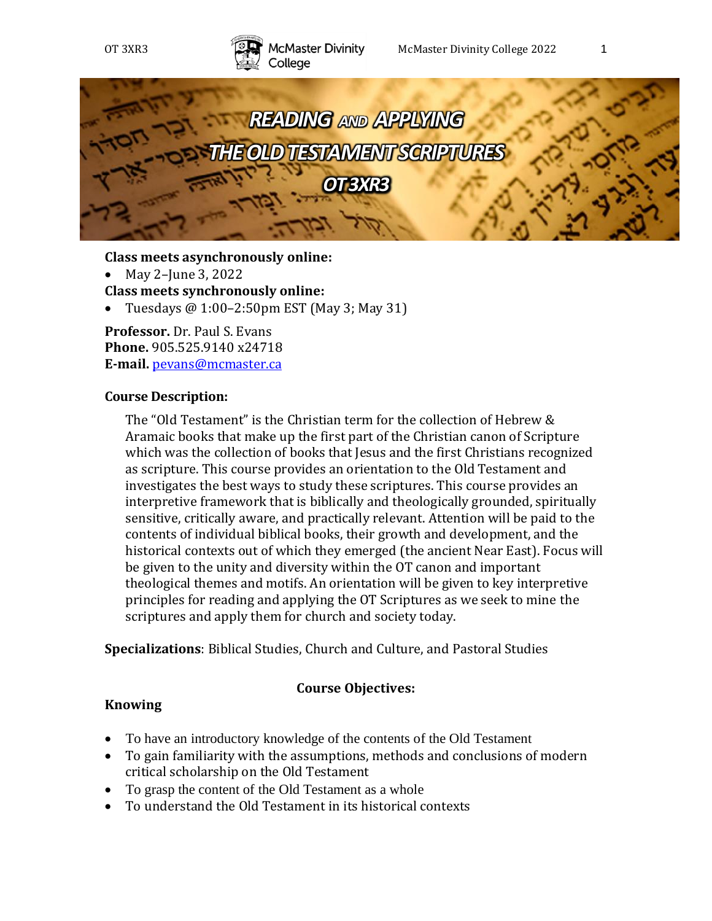# READING AND APPLYING THE OLD TESTAMENT SCRIPTURES

## OT 3XR3

**Class meets asynchronously online:**

- May 2–June 3, 2022

**Class meets synchronously online:**

- Tuesdays @ 1:00–2:50pm EST (May 3; May 31)

**Professor.** Dr. Paul S. Evans
**Phone.** 905.525.9140 x24718
**E-mail.** pevans@mcmaster.ca

### Course Description:

The "Old Testament" is the Christian term for the collection of Hebrew & Aramaic books that make up the first part of the Christian canon of Scripture which was the collection of books that Jesus and the first Christians recognized as scripture. This course provides an orientation to the Old Testament and investigates the best ways to study these scriptures. This course provides an interpretive framework that is biblically and theologically grounded, spiritually sensitive, critically aware, and practically relevant. Attention will be paid to the contents of individual biblical books, their growth and development, and the historical contexts out of which they emerged (the ancient Near East). Focus will be given to the unity and diversity within the OT canon and important theological themes and motifs. An orientation will be given to key interpretive principles for reading and applying the OT Scriptures as we seek to mine the scriptures and apply them for church and society today.

**Specializations**: Biblical Studies, Church and Culture, and Pastoral Studies

### Course Objectives:

**Knowing**

- To have an introductory knowledge of the contents of the Old Testament
- To gain familiarity with the assumptions, methods and conclusions of modern critical scholarship on the Old Testament
- To grasp the content of the Old Testament as a whole
- To understand the Old Testament in its historical contexts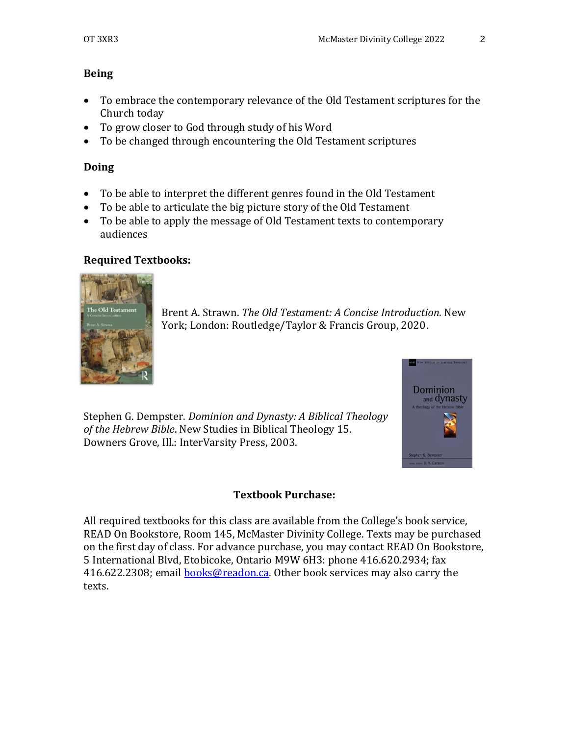**Being**

- To embrace the contemporary relevance of the Old Testament scriptures for the Church today
- To grow closer to God through study of his Word
- To be changed through encountering the Old Testament scriptures

**Doing**

- To be able to interpret the different genres found in the Old Testament
- To be able to articulate the big picture story of the Old Testament
- To be able to apply the message of Old Testament texts to contemporary audiences

**Required Textbooks:**

Brent A. Strawn. *The Old Testament: A Concise Introduction.* New York; London: Routledge/Taylor & Francis Group, 2020.

Stephen G. Dempster. *Dominion and Dynasty: A Biblical Theology of the Hebrew Bible*. New Studies in Biblical Theology 15. Downers Grove, Ill.: InterVarsity Press, 2003.

**Textbook Purchase:**

All required textbooks for this class are available from the College's book service, READ On Bookstore, Room 145, McMaster Divinity College. Texts may be purchased on the first day of class. For advance purchase, you may contact READ On Bookstore, 5 International Blvd, Etobicoke, Ontario M9W 6H3: phone 416.620.2934; fax 416.622.2308; email books@readon.ca. Other book services may also carry the texts.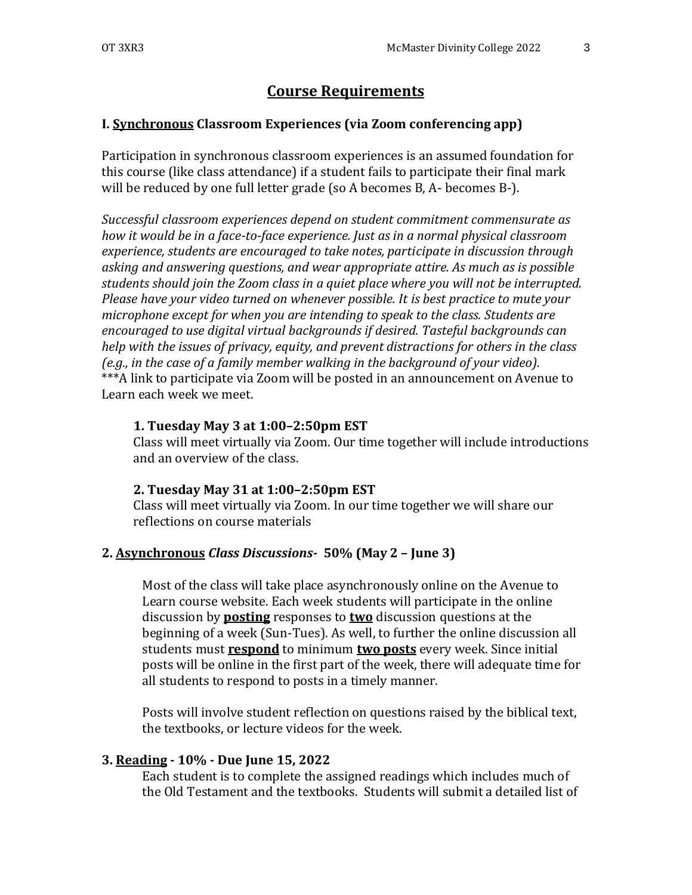## Course Requirements

### I. <u>Synchronous</u> Classroom Experiences (via Zoom conferencing app)

Participation in synchronous classroom experiences is an assumed foundation for this course (like class attendance) if a student fails to participate their final mark will be reduced by one full letter grade (so A becomes B, A- becomes B-).

*Successful classroom experiences depend on student commitment commensurate as how it would be in a face-to-face experience. Just as in a normal physical classroom experience, students are encouraged to take notes, participate in discussion through asking and answering questions, and wear appropriate attire. As much as is possible students should join the Zoom class in a quiet place where you will not be interrupted. Please have your video turned on whenever possible. It is best practice to mute your microphone except for when you are intending to speak to the class. Students are encouraged to use digital virtual backgrounds if desired. Tasteful backgrounds can help with the issues of privacy, equity, and prevent distractions for others in the class (e.g., in the case of a family member walking in the background of your video).*
***A link to participate via Zoom will be posted in an announcement on Avenue to Learn each week we meet.

**1. Tuesday May 3 at 1:00–2:50pm EST**
Class will meet virtually via Zoom. Our time together will include introductions and an overview of the class.

**2. Tuesday May 31 at 1:00–2:50pm EST**
Class will meet virtually via Zoom. In our time together we will share our reflections on course materials

### 2. <u>Asynchronous</u> *Class Discussions*- 50% (May 2 – June 3)

Most of the class will take place asynchronously online on the Avenue to Learn course website. Each week students will participate in the online discussion by <u>**posting**</u> responses to <u>**two**</u> discussion questions at the beginning of a week (Sun-Tues). As well, to further the online discussion all students must <u>**respond**</u> to minimum <u>**two posts**</u> every week. Since initial posts will be online in the first part of the week, there will adequate time for all students to respond to posts in a timely manner.

Posts will involve student reflection on questions raised by the biblical text, the textbooks, or lecture videos for the week.

### 3. <u>Reading</u> - 10% - Due June 15, 2022

Each student is to complete the assigned readings which includes much of the Old Testament and the textbooks. Students will submit a detailed list of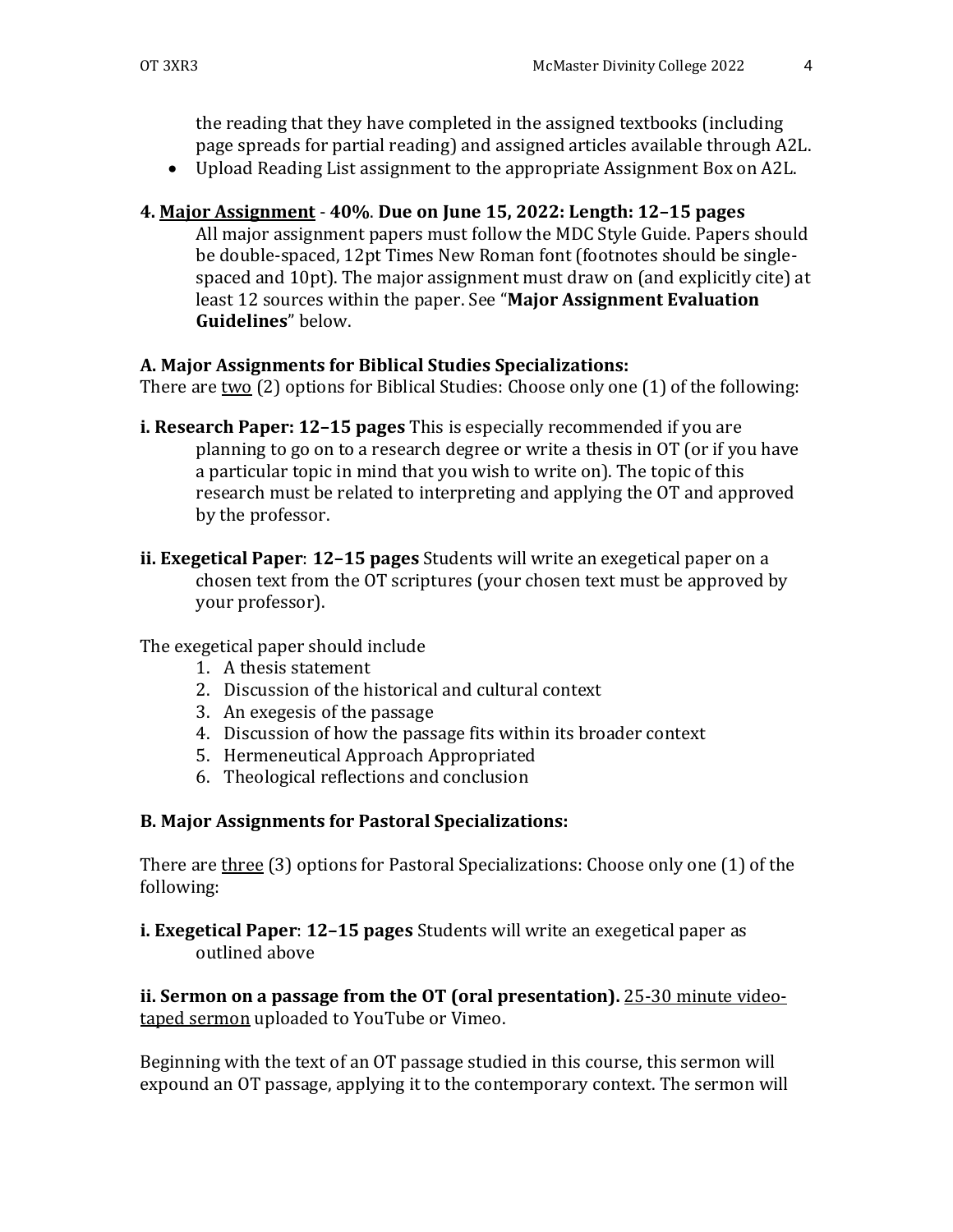the reading that they have completed in the assigned textbooks (including page spreads for partial reading) and assigned articles available through A2L.

- Upload Reading List assignment to the appropriate Assignment Box on A2L.

**4. Major Assignment - 40%. Due on June 15, 2022: Length: 12–15 pages**

All major assignment papers must follow the MDC Style Guide. Papers should be double-spaced, 12pt Times New Roman font (footnotes should be single-spaced and 10pt). The major assignment must draw on (and explicitly cite) at least 12 sources within the paper. See "**Major Assignment Evaluation Guidelines**" below.

**A. Major Assignments for Biblical Studies Specializations:**

There are two (2) options for Biblical Studies: Choose only one (1) of the following:

**i. Research Paper: 12–15 pages** This is especially recommended if you are planning to go on to a research degree or write a thesis in OT (or if you have a particular topic in mind that you wish to write on). The topic of this research must be related to interpreting and applying the OT and approved by the professor.

**ii. Exegetical Paper**: **12–15 pages** Students will write an exegetical paper on a chosen text from the OT scriptures (your chosen text must be approved by your professor).

The exegetical paper should include

1. A thesis statement
2. Discussion of the historical and cultural context
3. An exegesis of the passage
4. Discussion of how the passage fits within its broader context
5. Hermeneutical Approach Appropriated
6. Theological reflections and conclusion

**B. Major Assignments for Pastoral Specializations:**

There are three (3) options for Pastoral Specializations: Choose only one (1) of the following:

**i. Exegetical Paper**: **12–15 pages** Students will write an exegetical paper as outlined above

**ii. Sermon on a passage from the OT (oral presentation).** 25-30 minute video-taped sermon uploaded to YouTube or Vimeo.

Beginning with the text of an OT passage studied in this course, this sermon will expound an OT passage, applying it to the contemporary context. The sermon will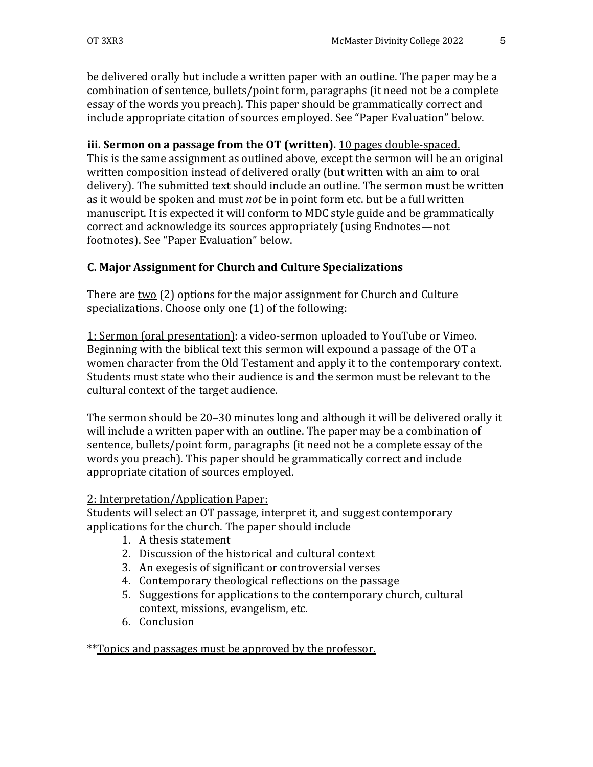be delivered orally but include a written paper with an outline. The paper may be a combination of sentence, bullets/point form, paragraphs (it need not be a complete essay of the words you preach). This paper should be grammatically correct and include appropriate citation of sources employed. See "Paper Evaluation" below.

**iii. Sermon on a passage from the OT (written).** 10 pages double-spaced.
This is the same assignment as outlined above, except the sermon will be an original written composition instead of delivered orally (but written with an aim to oral delivery). The submitted text should include an outline. The sermon must be written as it would be spoken and must *not* be in point form etc. but be a full written manuscript. It is expected it will conform to MDC style guide and be grammatically correct and acknowledge its sources appropriately (using Endnotes—not footnotes). See "Paper Evaluation" below.

### C. Major Assignment for Church and Culture Specializations

There are two (2) options for the major assignment for Church and Culture specializations. Choose only one (1) of the following:

1: Sermon (oral presentation): a video-sermon uploaded to YouTube or Vimeo. Beginning with the biblical text this sermon will expound a passage of the OT a women character from the Old Testament and apply it to the contemporary context. Students must state who their audience is and the sermon must be relevant to the cultural context of the target audience.

The sermon should be 20–30 minutes long and although it will be delivered orally it will include a written paper with an outline. The paper may be a combination of sentence, bullets/point form, paragraphs (it need not be a complete essay of the words you preach). This paper should be grammatically correct and include appropriate citation of sources employed.

2: Interpretation/Application Paper:
Students will select an OT passage, interpret it, and suggest contemporary applications for the church. The paper should include

1. A thesis statement
2. Discussion of the historical and cultural context
3. An exegesis of significant or controversial verses
4. Contemporary theological reflections on the passage
5. Suggestions for applications to the contemporary church, cultural context, missions, evangelism, etc.
6. Conclusion

**Topics and passages must be approved by the professor.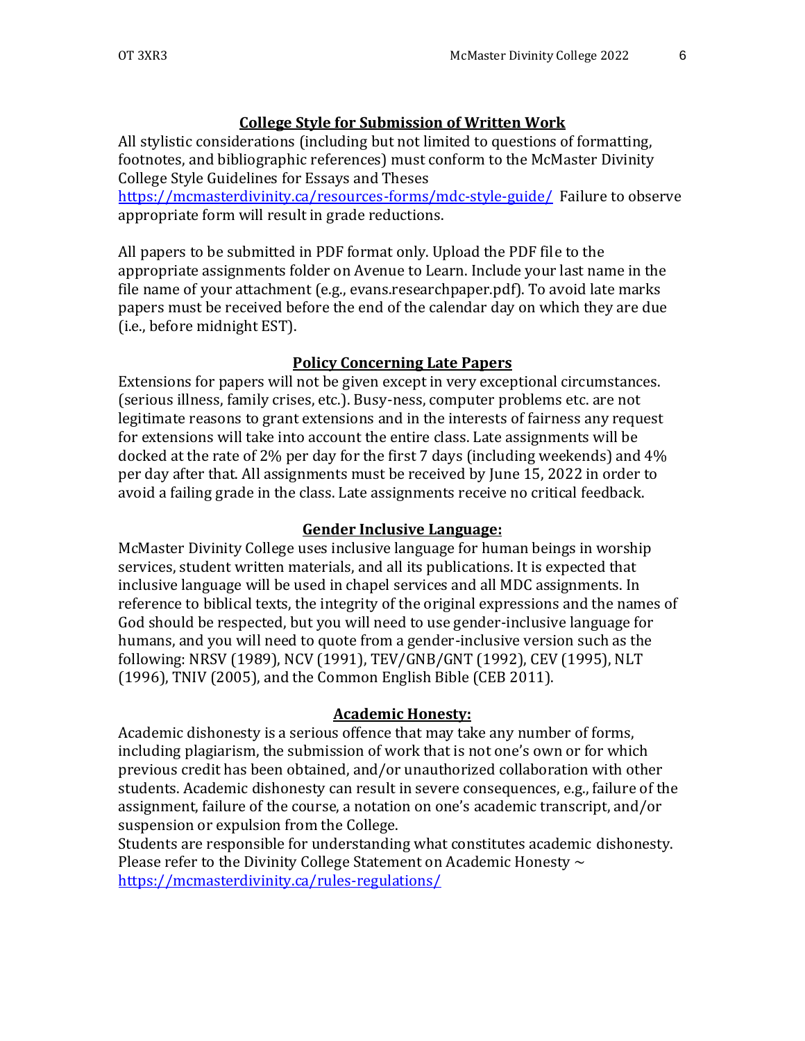## College Style for Submission of Written Work

All stylistic considerations (including but not limited to questions of formatting, footnotes, and bibliographic references) must conform to the McMaster Divinity College Style Guidelines for Essays and Theses https://mcmasterdivinity.ca/resources-forms/mdc-style-guide/ Failure to observe appropriate form will result in grade reductions.

All papers to be submitted in PDF format only. Upload the PDF file to the appropriate assignments folder on Avenue to Learn. Include your last name in the file name of your attachment (e.g., evans.researchpaper.pdf). To avoid late marks papers must be received before the end of the calendar day on which they are due (i.e., before midnight EST).

## Policy Concerning Late Papers

Extensions for papers will not be given except in very exceptional circumstances. (serious illness, family crises, etc.). Busy-ness, computer problems etc. are not legitimate reasons to grant extensions and in the interests of fairness any request for extensions will take into account the entire class. Late assignments will be docked at the rate of 2% per day for the first 7 days (including weekends) and 4% per day after that. All assignments must be received by June 15, 2022 in order to avoid a failing grade in the class. Late assignments receive no critical feedback.

## Gender Inclusive Language:

McMaster Divinity College uses inclusive language for human beings in worship services, student written materials, and all its publications. It is expected that inclusive language will be used in chapel services and all MDC assignments. In reference to biblical texts, the integrity of the original expressions and the names of God should be respected, but you will need to use gender-inclusive language for humans, and you will need to quote from a gender-inclusive version such as the following: NRSV (1989), NCV (1991), TEV/GNB/GNT (1992), CEV (1995), NLT (1996), TNIV (2005), and the Common English Bible (CEB 2011).

## Academic Honesty:

Academic dishonesty is a serious offence that may take any number of forms, including plagiarism, the submission of work that is not one's own or for which previous credit has been obtained, and/or unauthorized collaboration with other students. Academic dishonesty can result in severe consequences, e.g., failure of the assignment, failure of the course, a notation on one's academic transcript, and/or suspension or expulsion from the College.

Students are responsible for understanding what constitutes academic dishonesty. Please refer to the Divinity College Statement on Academic Honesty ~ https://mcmasterdivinity.ca/rules-regulations/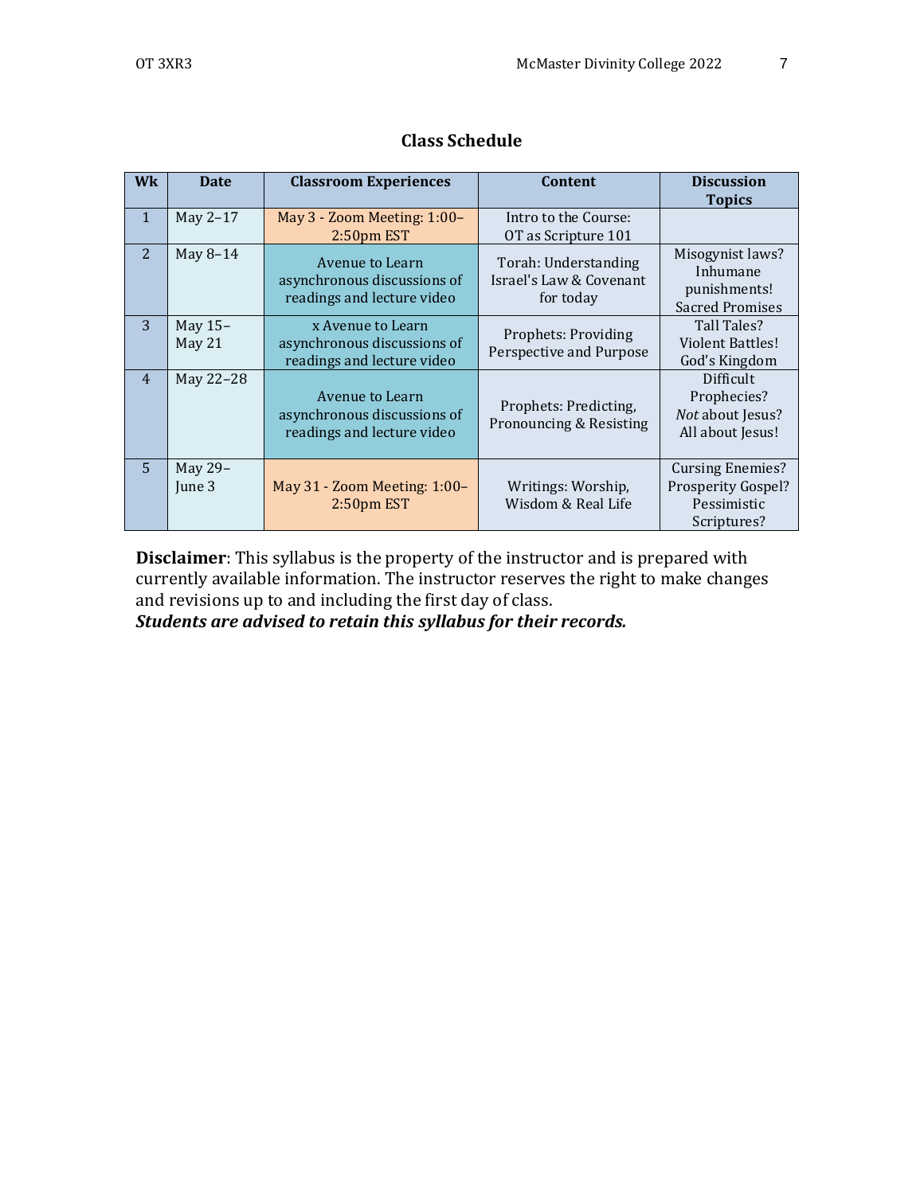## Class Schedule

| Wk | Date | Classroom Experiences | Content | Discussion Topics |
|---|---|---|---|---|
| 1 | May 2–17 | May 3 - Zoom Meeting: 1:00–2:50pm EST | Intro to the Course: OT as Scripture 101 | |
| 2 | May 8–14 | Avenue to Learn asynchronous discussions of readings and lecture video | Torah: Understanding Israel's Law & Covenant for today | Misogynist laws? Inhumane punishments! Sacred Promises |
| 3 | May 15–May 21 | x Avenue to Learn asynchronous discussions of readings and lecture video | Prophets: Providing Perspective and Purpose | Tall Tales? Violent Battles! God's Kingdom |
| 4 | May 22–28 | Avenue to Learn asynchronous discussions of readings and lecture video | Prophets: Predicting, Pronouncing & Resisting | Difficult Prophecies? *Not* about Jesus? All about Jesus! |
| 5 | May 29–June 3 | May 31 - Zoom Meeting: 1:00–2:50pm EST | Writings: Worship, Wisdom & Real Life | Cursing Enemies? Prosperity Gospel? Pessimistic Scriptures? |

**Disclaimer**: This syllabus is the property of the instructor and is prepared with currently available information. The instructor reserves the right to make changes and revisions up to and including the first day of class.
***Students are advised to retain this syllabus for their records.***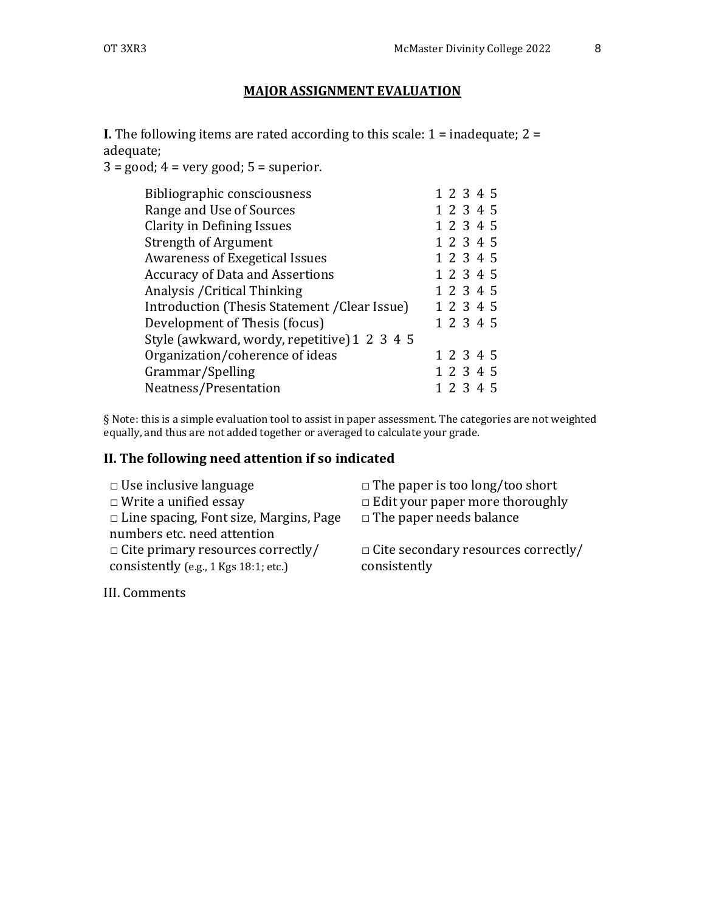## MAJOR ASSIGNMENT EVALUATION

**I.** The following items are rated according to this scale: 1 = inadequate; 2 = adequate;
3 = good; 4 = very good; 5 = superior.

| | |
|---|---|
| Bibliographic consciousness | 1 2 3 4 5 |
| Range and Use of Sources | 1 2 3 4 5 |
| Clarity in Defining Issues | 1 2 3 4 5 |
| Strength of Argument | 1 2 3 4 5 |
| Awareness of Exegetical Issues | 1 2 3 4 5 |
| Accuracy of Data and Assertions | 1 2 3 4 5 |
| Analysis /Critical Thinking | 1 2 3 4 5 |
| Introduction (Thesis Statement /Clear Issue) | 1 2 3 4 5 |
| Development of Thesis (focus) | 1 2 3 4 5 |
| Style (awkward, wordy, repetitive) | 1 2 3 4 5 |
| Organization/coherence of ideas | 1 2 3 4 5 |
| Grammar/Spelling | 1 2 3 4 5 |
| Neatness/Presentation | 1 2 3 4 5 |

§ Note: this is a simple evaluation tool to assist in paper assessment. The categories are not weighted equally, and thus are not added together or averaged to calculate your grade.

### II. The following need attention if so indicated

□ Use inclusive language
□ Write a unified essay
□ Line spacing, Font size, Margins, Page numbers etc. need attention
□ Cite primary resources correctly/ consistently (e.g., 1 Kgs 18:1; etc.)
□ The paper is too long/too short
□ Edit your paper more thoroughly
□ The paper needs balance
□ Cite secondary resources correctly/ consistently

III. Comments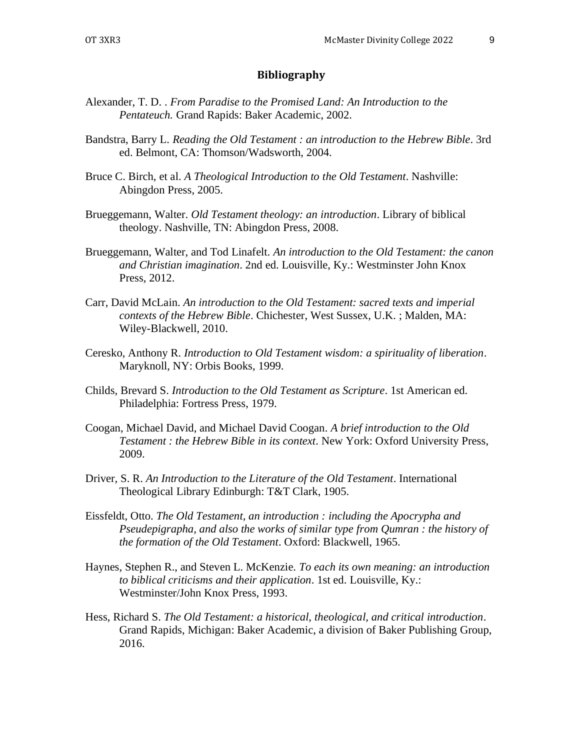## Bibliography

Alexander, T. D. . *From Paradise to the Promised Land: An Introduction to the Pentateuch.* Grand Rapids: Baker Academic, 2002.

Bandstra, Barry L. *Reading the Old Testament : an introduction to the Hebrew Bible*. 3rd ed. Belmont, CA: Thomson/Wadsworth, 2004.

Bruce C. Birch, et al. *A Theological Introduction to the Old Testament*. Nashville: Abingdon Press, 2005.

Brueggemann, Walter. *Old Testament theology: an introduction*. Library of biblical theology. Nashville, TN: Abingdon Press, 2008.

Brueggemann, Walter, and Tod Linafelt. *An introduction to the Old Testament: the canon and Christian imagination*. 2nd ed. Louisville, Ky.: Westminster John Knox Press, 2012.

Carr, David McLain. *An introduction to the Old Testament: sacred texts and imperial contexts of the Hebrew Bible*. Chichester, West Sussex, U.K. ; Malden, MA: Wiley-Blackwell, 2010.

Ceresko, Anthony R. *Introduction to Old Testament wisdom: a spirituality of liberation*. Maryknoll, NY: Orbis Books, 1999.

Childs, Brevard S. *Introduction to the Old Testament as Scripture*. 1st American ed. Philadelphia: Fortress Press, 1979.

Coogan, Michael David, and Michael David Coogan. *A brief introduction to the Old Testament : the Hebrew Bible in its context*. New York: Oxford University Press, 2009.

Driver, S. R. *An Introduction to the Literature of the Old Testament*. International Theological Library Edinburgh: T&T Clark, 1905.

Eissfeldt, Otto. *The Old Testament, an introduction : including the Apocrypha and Pseudepigrapha, and also the works of similar type from Qumran : the history of the formation of the Old Testament*. Oxford: Blackwell, 1965.

Haynes, Stephen R., and Steven L. McKenzie. *To each its own meaning: an introduction to biblical criticisms and their application*. 1st ed. Louisville, Ky.: Westminster/John Knox Press, 1993.

Hess, Richard S. *The Old Testament: a historical, theological, and critical introduction*. Grand Rapids, Michigan: Baker Academic, a division of Baker Publishing Group, 2016.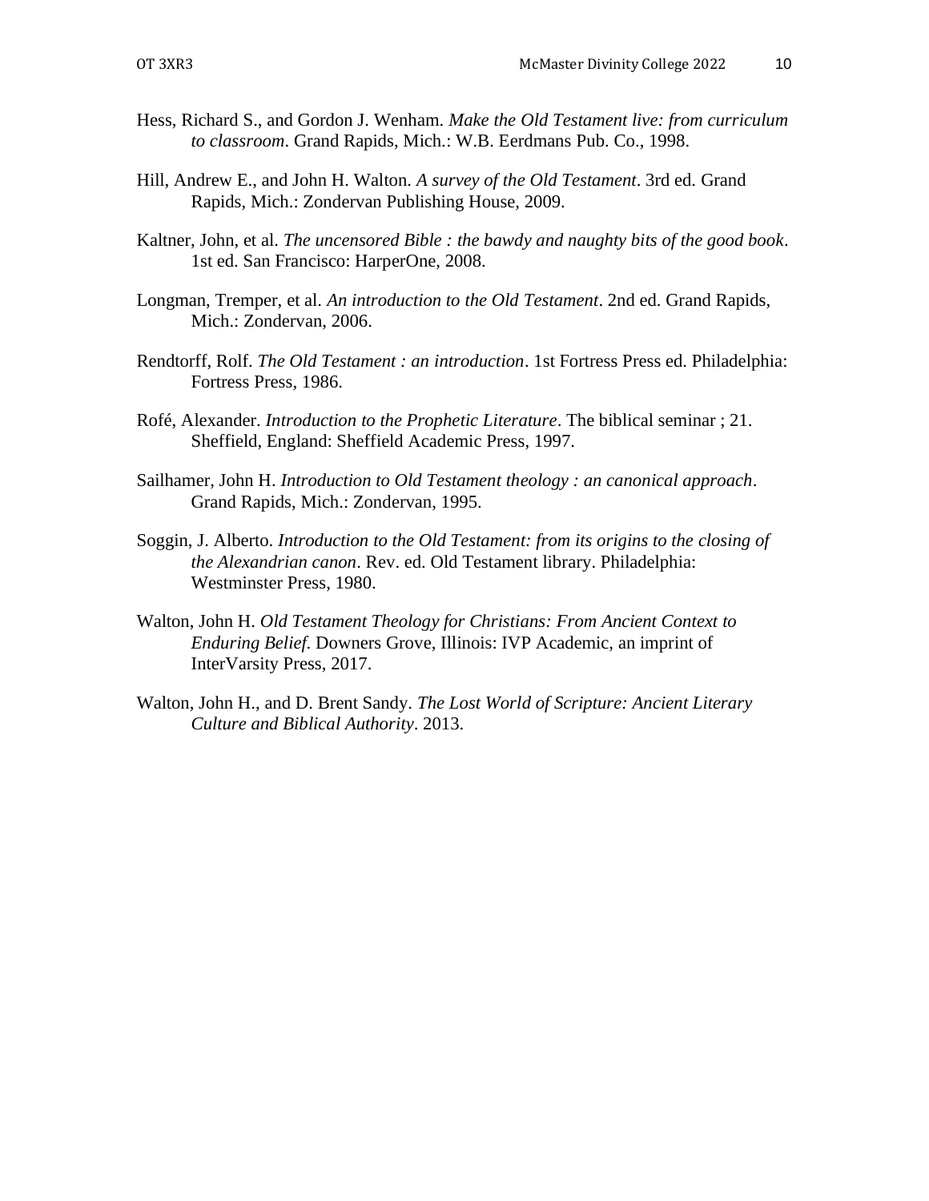Hess, Richard S., and Gordon J. Wenham. *Make the Old Testament live: from curriculum to classroom*. Grand Rapids, Mich.: W.B. Eerdmans Pub. Co., 1998.

Hill, Andrew E., and John H. Walton. *A survey of the Old Testament*. 3rd ed. Grand Rapids, Mich.: Zondervan Publishing House, 2009.

Kaltner, John, et al. *The uncensored Bible : the bawdy and naughty bits of the good book*. 1st ed. San Francisco: HarperOne, 2008.

Longman, Tremper, et al. *An introduction to the Old Testament*. 2nd ed. Grand Rapids, Mich.: Zondervan, 2006.

Rendtorff, Rolf. *The Old Testament : an introduction*. 1st Fortress Press ed. Philadelphia: Fortress Press, 1986.

Rofé, Alexander. *Introduction to the Prophetic Literature*. The biblical seminar ; 21. Sheffield, England: Sheffield Academic Press, 1997.

Sailhamer, John H. *Introduction to Old Testament theology : an canonical approach*. Grand Rapids, Mich.: Zondervan, 1995.

Soggin, J. Alberto. *Introduction to the Old Testament: from its origins to the closing of the Alexandrian canon*. Rev. ed. Old Testament library. Philadelphia: Westminster Press, 1980.

Walton, John H. *Old Testament Theology for Christians: From Ancient Context to Enduring Belief.* Downers Grove, Illinois: IVP Academic, an imprint of InterVarsity Press, 2017.

Walton, John H., and D. Brent Sandy. *The Lost World of Scripture: Ancient Literary Culture and Biblical Authority*. 2013.